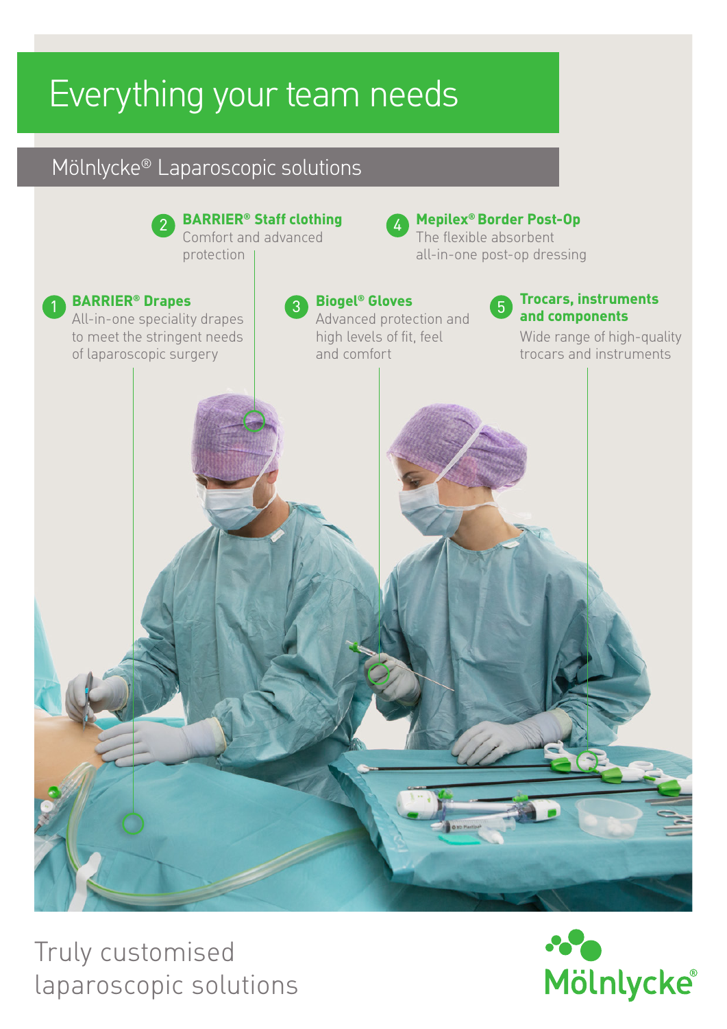# Everything your team needs

## Mölnlycke® Laparoscopic solutions

1. **BARRIER® Drapes**
   All-in-one speciality drapes to meet the stringent needs of laparoscopic surgery

2. **BARRIER® Staff clothing**
   Comfort and advanced protection

3. **Biogel® Gloves**
   Advanced protection and high levels of fit, feel and comfort

4. **Mepilex® Border Post-Op**
   The flexible absorbent all-in-one post-op dressing

5. **Trocars, instruments and components**
   Wide range of high-quality trocars and instruments

Truly customised laparoscopic solutions

Mölnlycke®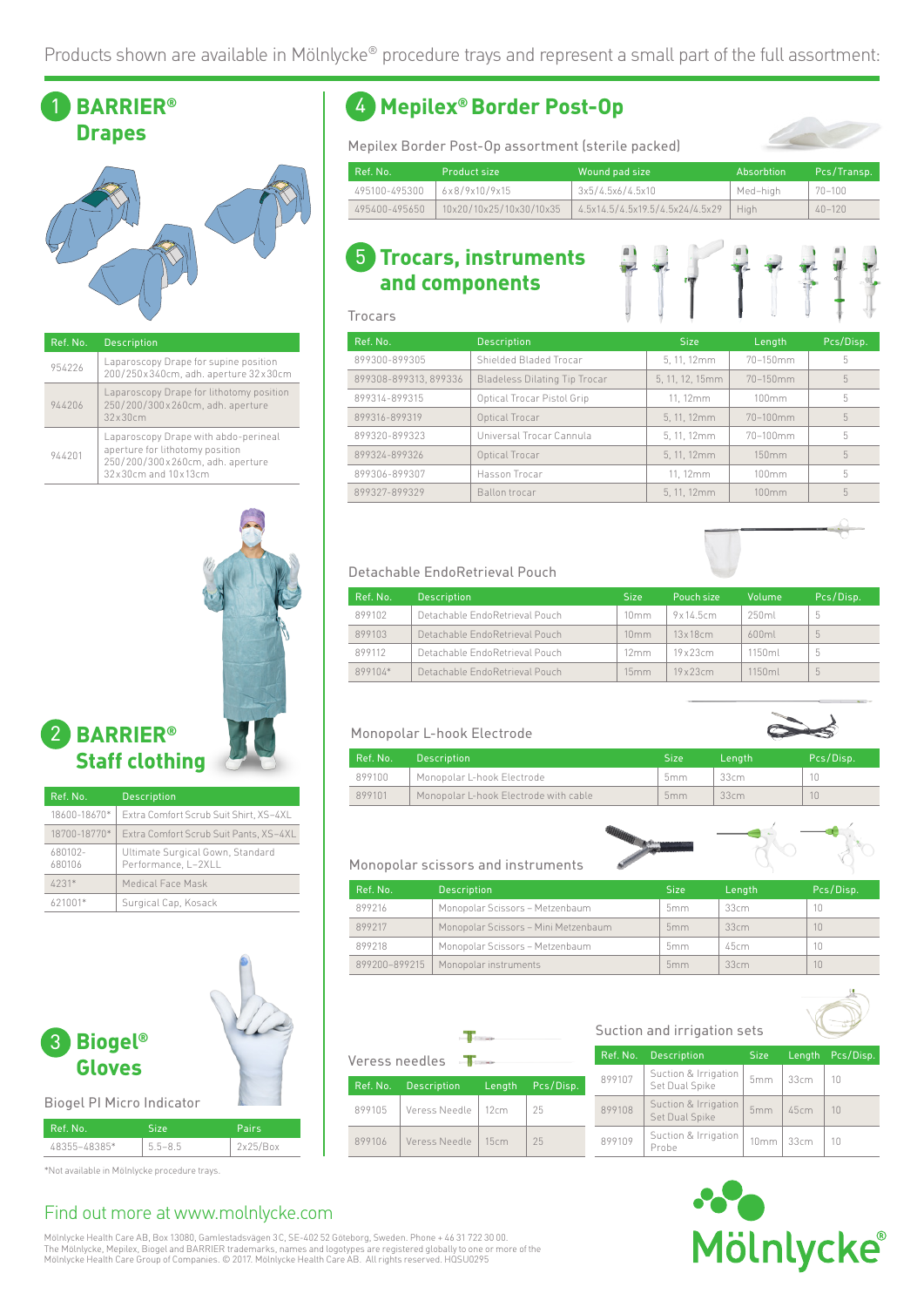Products shown are available in Mölnlycke® procedure trays and represent a small part of the full assortment:

## 1 BARRIER® Drapes

| Ref. No. | Description |
| --- | --- |
| 954226 | Laparoscopy Drape for supine position 200/250x340cm, adh. aperture 32x30cm |
| 944206 | Laparoscopy Drape for lithotomy position 250/200/300x260cm, adh. aperture 32x30cm |
| 944201 | Laparoscopy Drape with abdo-perineal aperture for lithotomy position 250/200/300x260cm, adh. aperture 32x30cm and 10x13cm |

## 2 BARRIER® Staff clothing

| Ref. No. | Description |
| --- | --- |
| 18600-18670* | Extra Comfort Scrub Suit Shirt, XS–4XL |
| 18700-18770* | Extra Comfort Scrub Suit Pants, XS–4XL |
| 680102-680106 | Ultimate Surgical Gown, Standard Performance, L–2XLL |
| 4231* | Medical Face Mask |
| 621001* | Surgical Cap, Kosack |

## 3 Biogel® Gloves

Biogel PI Micro Indicator

| Ref. No. | Size | Pairs |
| --- | --- | --- |
| 48355-48385* | 5.5–8.5 | 2x25/Box |

*Not available in Mölnlycke procedure trays.

## 4 Mepilex® Border Post-Op

Mepilex Border Post-Op assortment (sterile packed)

| Ref. No. | Product size | Wound pad size | Absorbtion | Pcs/Transp. |
| --- | --- | --- | --- | --- |
| 495100-495300 | 6x8/9x10/9x15 | 3x5/4.5x6/4.5x10 | Med–high | 70–100 |
| 495400-495650 | 10x20/10x25/10x30/10x35 | 4.5x14.5/4.5x19.5/4.5x24/4.5x29 | High | 40–120 |

## 5 Trocars, instruments and components

Trocars

| Ref. No. | Description | Size | Length | Pcs/Disp. |
| --- | --- | --- | --- | --- |
| 899300-899305 | Shielded Bladed Trocar | 5, 11, 12mm | 70–150mm | 5 |
| 899308-899313, 899336 | Bladeless Dilating Tip Trocar | 5, 11, 12, 15mm | 70–150mm | 5 |
| 899314-899315 | Optical Trocar Pistol Grip | 11, 12mm | 100mm | 5 |
| 899316-899319 | Optical Trocar | 5, 11, 12mm | 70–100mm | 5 |
| 899320-899323 | Universal Trocar Cannula | 5, 11, 12mm | 70–100mm | 5 |
| 899324-899326 | Optical Trocar | 5, 11, 12mm | 150mm | 5 |
| 899306-899307 | Hasson Trocar | 11, 12mm | 100mm | 5 |
| 899327-899329 | Ballon trocar | 5, 11, 12mm | 100mm | 5 |

Detachable EndoRetrieval Pouch

| Ref. No. | Description | Size | Pouch size | Volume | Pcs/Disp. |
| --- | --- | --- | --- | --- | --- |
| 899102 | Detachable EndoRetrieval Pouch | 10mm | 9x14.5cm | 250ml | 5 |
| 899103 | Detachable EndoRetrieval Pouch | 10mm | 13x18cm | 600ml | 5 |
| 899112 | Detachable EndoRetrieval Pouch | 12mm | 19x23cm | 1150ml | 5 |
| 899104* | Detachable EndoRetrieval Pouch | 15mm | 19x23cm | 1150ml | 5 |

Monopolar L-hook Electrode

| Ref. No. | Description | Size | Length | Pcs/Disp. |
| --- | --- | --- | --- | --- |
| 899100 | Monopolar L-hook Electrode | 5mm | 33cm | 10 |
| 899101 | Monopolar L-hook Electrode with cable | 5mm | 33cm | 10 |

Monopolar scissors and instruments

| Ref. No. | Description | Size | Length | Pcs/Disp. |
| --- | --- | --- | --- | --- |
| 899216 | Monopolar Scissors – Metzenbaum | 5mm | 33cm | 10 |
| 899217 | Monopolar Scissors – Mini Metzenbaum | 5mm | 33cm | 10 |
| 899218 | Monopolar Scissors – Metzenbaum | 5mm | 45cm | 10 |
| 899200-899215 | Monopolar instruments | 5mm | 33cm | 10 |

Veress needles

| Ref. No. | Description | Length | Pcs/Disp. |
| --- | --- | --- | --- |
| 899105 | Veress Needle | 12cm | 25 |
| 899106 | Veress Needle | 15cm | 25 |

Suction and irrigation sets

| Ref. No. | Description | Size | Length | Pcs/Disp. |
| --- | --- | --- | --- | --- |
| 899107 | Suction & Irrigation Set Dual Spike | 5mm | 33cm | 10 |
| 899108 | Suction & Irrigation Set Dual Spike | 5mm | 45cm | 10 |
| 899109 | Suction & Irrigation Probe | 10mm | 33cm | 10 |

Find out more at www.molnlycke.com

Mölnlycke Health Care AB, Box 13080, Gamlestadsvägen 3C, SE-402 52 Göteborg, Sweden. Phone + 46 31 722 30 00.
The Mölnlycke, Mepilex, Biogel and BARRIER trademarks, names and logotypes are registered globally to one or more of the Mölnlycke Health Care Group of Companies. © 2017. Mölnlycke Health Care AB. All rights reserved. HQSU0295

Mölnlycke®